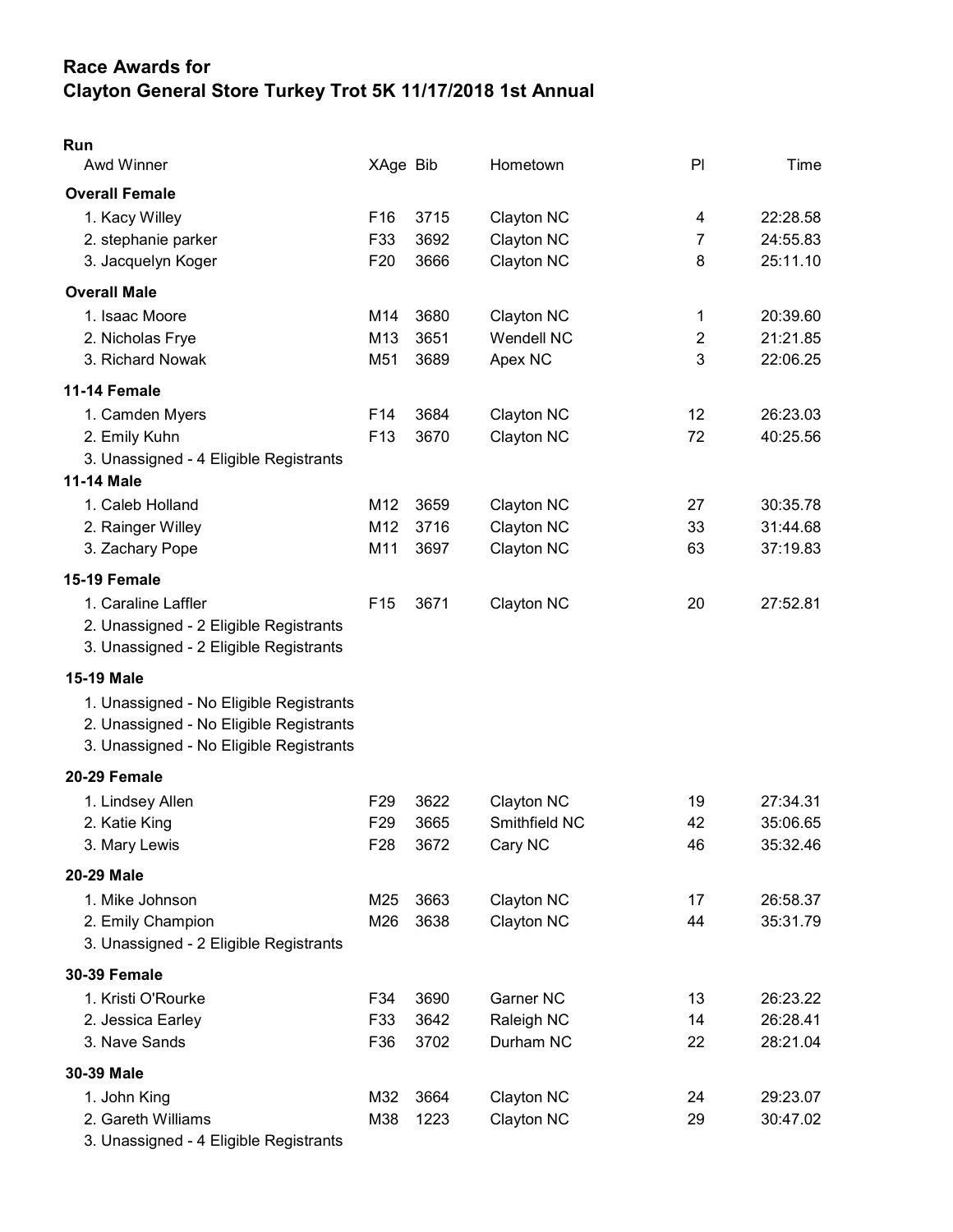# Race Awards for
# Clayton General Store Turkey Trot 5K 11/17/2018 1st Annual

**Run**

| Awd Winner | XAge | Bib | Hometown | Pl | Time |
|---|---|---|---|---|---|
| **Overall Female** | | | | | |
| 1. Kacy Willey | F16 | 3715 | Clayton NC | 4 | 22:28.58 |
| 2. stephanie parker | F33 | 3692 | Clayton NC | 7 | 24:55.83 |
| 3. Jacquelyn Koger | F20 | 3666 | Clayton NC | 8 | 25:11.10 |
| **Overall Male** | | | | | |
| 1. Isaac Moore | M14 | 3680 | Clayton NC | 1 | 20:39.60 |
| 2. Nicholas Frye | M13 | 3651 | Wendell NC | 2 | 21:21.85 |
| 3. Richard Nowak | M51 | 3689 | Apex NC | 3 | 22:06.25 |
| **11-14 Female** | | | | | |
| 1. Camden Myers | F14 | 3684 | Clayton NC | 12 | 26:23.03 |
| 2. Emily Kuhn | F13 | 3670 | Clayton NC | 72 | 40:25.56 |
| 3. Unassigned - 4 Eligible Registrants | | | | | |
| **11-14 Male** | | | | | |
| 1. Caleb Holland | M12 | 3659 | Clayton NC | 27 | 30:35.78 |
| 2. Rainger Willey | M12 | 3716 | Clayton NC | 33 | 31:44.68 |
| 3. Zachary Pope | M11 | 3697 | Clayton NC | 63 | 37:19.83 |
| **15-19 Female** | | | | | |
| 1. Caraline Laffler | F15 | 3671 | Clayton NC | 20 | 27:52.81 |
| 2. Unassigned - 2 Eligible Registrants | | | | | |
| 3. Unassigned - 2 Eligible Registrants | | | | | |
| **15-19 Male** | | | | | |
| 1. Unassigned - No Eligible Registrants | | | | | |
| 2. Unassigned - No Eligible Registrants | | | | | |
| 3. Unassigned - No Eligible Registrants | | | | | |
| **20-29 Female** | | | | | |
| 1. Lindsey Allen | F29 | 3622 | Clayton NC | 19 | 27:34.31 |
| 2. Katie King | F29 | 3665 | Smithfield NC | 42 | 35:06.65 |
| 3. Mary Lewis | F28 | 3672 | Cary NC | 46 | 35:32.46 |
| **20-29 Male** | | | | | |
| 1. Mike Johnson | M25 | 3663 | Clayton NC | 17 | 26:58.37 |
| 2. Emily Champion | M26 | 3638 | Clayton NC | 44 | 35:31.79 |
| 3. Unassigned - 2 Eligible Registrants | | | | | |
| **30-39 Female** | | | | | |
| 1. Kristi O'Rourke | F34 | 3690 | Garner NC | 13 | 26:23.22 |
| 2. Jessica Earley | F33 | 3642 | Raleigh NC | 14 | 26:28.41 |
| 3. Nave Sands | F36 | 3702 | Durham NC | 22 | 28:21.04 |
| **30-39 Male** | | | | | |
| 1. John King | M32 | 3664 | Clayton NC | 24 | 29:23.07 |
| 2. Gareth Williams | M38 | 1223 | Clayton NC | 29 | 30:47.02 |
| 3. Unassigned - 4 Eligible Registrants | | | | | |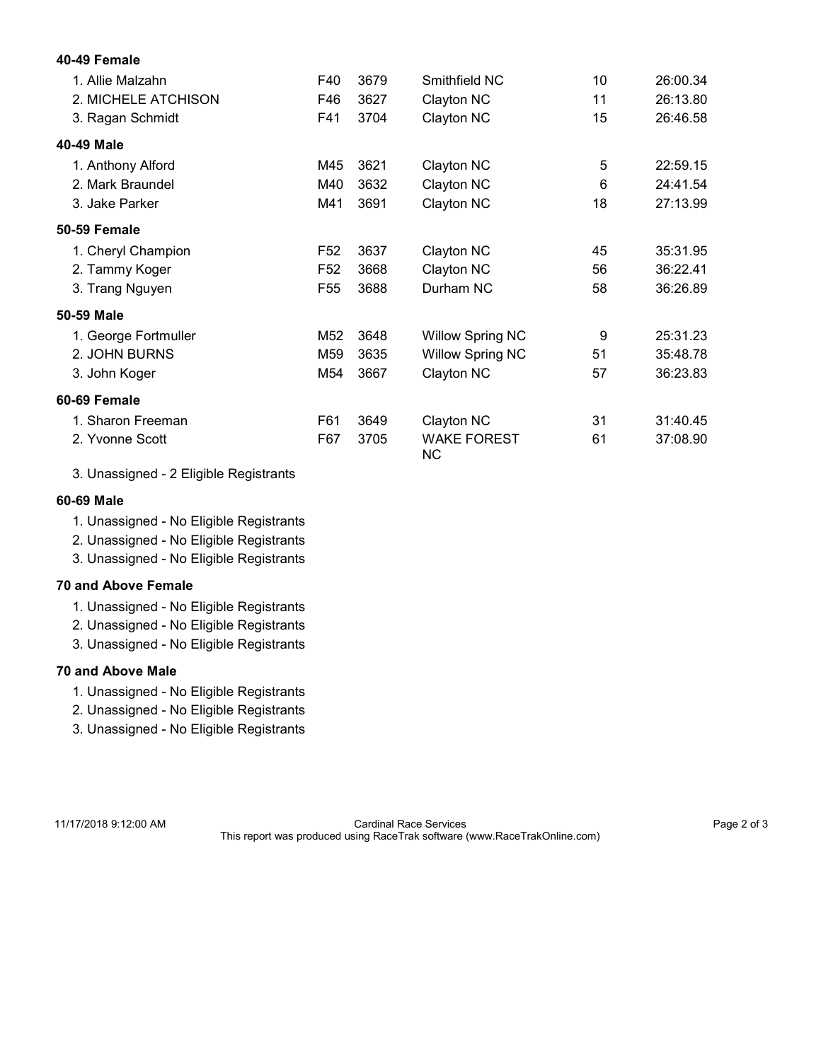**40-49 Female**

| | | | | | |
|---|---|---|---|---|---|
| 1. Allie Malzahn | F40 | 3679 | Smithfield NC | 10 | 26:00.34 |
| 2. MICHELE ATCHISON | F46 | 3627 | Clayton NC | 11 | 26:13.80 |
| 3. Ragan Schmidt | F41 | 3704 | Clayton NC | 15 | 26:46.58 |

**40-49 Male**

| | | | | | |
|---|---|---|---|---|---|
| 1. Anthony Alford | M45 | 3621 | Clayton NC | 5 | 22:59.15 |
| 2. Mark Braundel | M40 | 3632 | Clayton NC | 6 | 24:41.54 |
| 3. Jake Parker | M41 | 3691 | Clayton NC | 18 | 27:13.99 |

**50-59 Female**

| | | | | | |
|---|---|---|---|---|---|
| 1. Cheryl Champion | F52 | 3637 | Clayton NC | 45 | 35:31.95 |
| 2. Tammy Koger | F52 | 3668 | Clayton NC | 56 | 36:22.41 |
| 3. Trang Nguyen | F55 | 3688 | Durham NC | 58 | 36:26.89 |

**50-59 Male**

| | | | | | |
|---|---|---|---|---|---|
| 1. George Fortmuller | M52 | 3648 | Willow Spring NC | 9 | 25:31.23 |
| 2. JOHN BURNS | M59 | 3635 | Willow Spring NC | 51 | 35:48.78 |
| 3. John Koger | M54 | 3667 | Clayton NC | 57 | 36:23.83 |

**60-69 Female**

| | | | | | |
|---|---|---|---|---|---|
| 1. Sharon Freeman | F61 | 3649 | Clayton NC | 31 | 31:40.45 |
| 2. Yvonne Scott | F67 | 3705 | WAKE FOREST NC | 61 | 37:08.90 |

3. Unassigned - 2 Eligible Registrants

**60-69 Male**

1. Unassigned - No Eligible Registrants
2. Unassigned - No Eligible Registrants
3. Unassigned - No Eligible Registrants

**70 and Above Female**

1. Unassigned - No Eligible Registrants
2. Unassigned - No Eligible Registrants
3. Unassigned - No Eligible Registrants

**70 and Above Male**

1. Unassigned - No Eligible Registrants
2. Unassigned - No Eligible Registrants
3. Unassigned - No Eligible Registrants